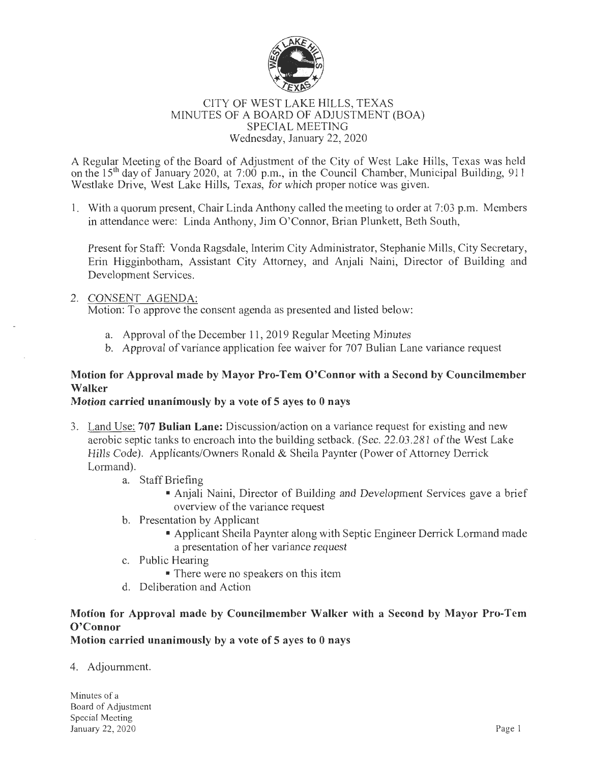# CITY OF WEST LAKE HILLS, TEXAS
## MINUTES OF A BOARD OF ADJUSTMENT (BOA)
## SPECIAL MEETING
Wednesday, January 22, 2020

A Regular Meeting of the Board of Adjustment of the City of West Lake Hills, Texas was held on the 15th day of January 2020, at 7:00 p.m., in the Council Chamber, Municipal Building, 911 Westlake Drive, West Lake Hills, Texas, for which proper notice was given.

1. With a quorum present, Chair Linda Anthony called the meeting to order at 7:03 p.m. Members in attendance were: Linda Anthony, Jim O'Connor, Brian Plunkett, Beth South,

   Present for Staff: Vonda Ragsdale, Interim City Administrator, Stephanie Mills, City Secretary, Erin Higginbotham, Assistant City Attorney, and Anjali Naini, Director of Building and Development Services.

2. CONSENT AGENDA:
   Motion: To approve the consent agenda as presented and listed below:

   a. Approval of the December 11, 2019 Regular Meeting Minutes
   b. Approval of variance application fee waiver for 707 Bulian Lane variance request

**Motion for Approval made by Mayor Pro-Tem O'Connor with a Second by Councilmember Walker**
**Motion carried unanimously by a vote of 5 ayes to 0 nays**

3. Land Use: **707 Bulian Lane:** Discussion/action on a variance request for existing and new aerobic septic tanks to encroach into the building setback. (Sec. 22.03.281 of the West Lake Hills Code). Applicants/Owners Ronald & Sheila Paynter (Power of Attorney Derrick Lormand).
   a. Staff Briefing
      - Anjali Naini, Director of Building and Development Services gave a brief overview of the variance request
   b. Presentation by Applicant
      - Applicant Sheila Paynter along with Septic Engineer Derrick Lormand made a presentation of her variance request
   c. Public Hearing
      - There were no speakers on this item
   d. Deliberation and Action

**Motion for Approval made by Councilmember Walker with a Second by Mayor Pro-Tem O'Connor**
**Motion carried unanimously by a vote of 5 ayes to 0 nays**

4. Adjournment.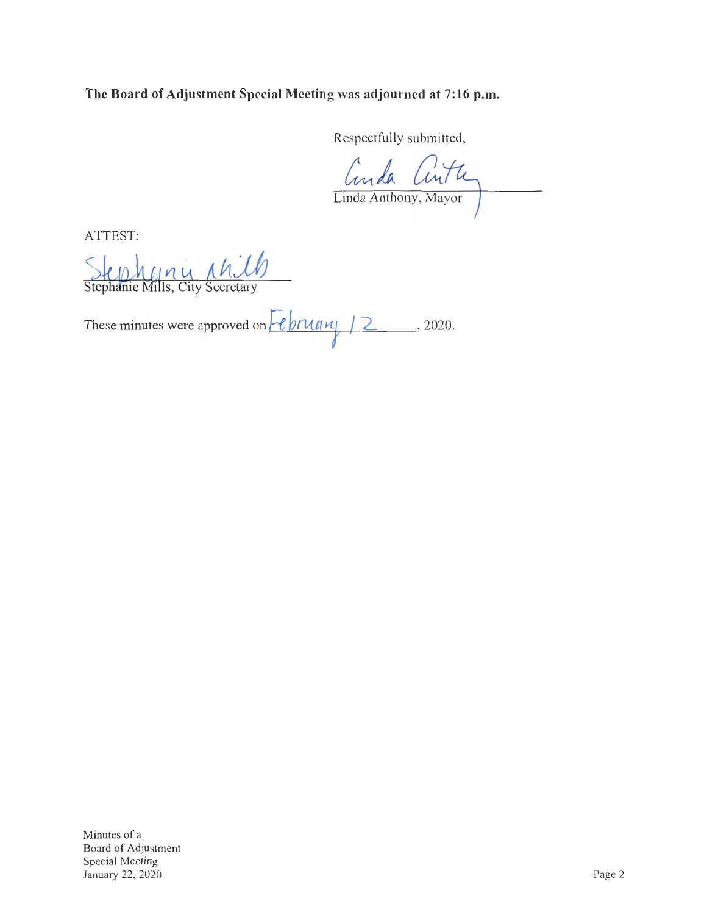**The Board of Adjustment Special Meeting was adjourned at 7:16 p.m.**

Respectfully submitted,

Linda Anthony, Mayor

ATTEST:

Stephanie Mills, City Secretary

These minutes were approved on February 12, 2020.